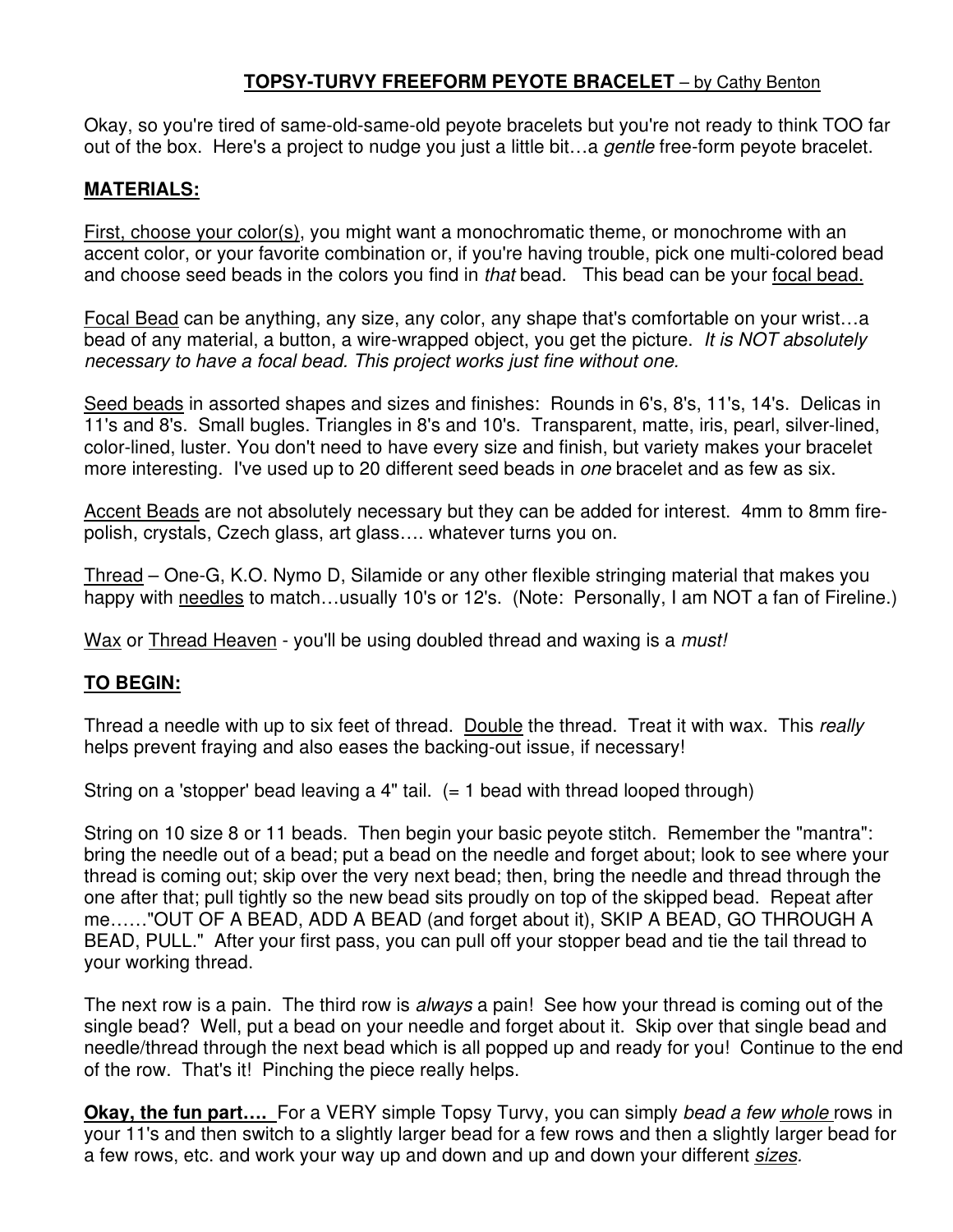## **<u>TOPSY-TURVY FREEFORM PEYOTE BRACELET</u>** – by Cathy Benton

Okay, so you're tired of same-old-same-old peyote bracelets but you're not ready to think TOO far out of the box. Here's a project to nudge you just a little bit…a *gentle* free-form peyote bracelet.

### **<u>MATERIALS:</u>**

<u>First, choose your color(s)</u>, you might want a monochromatic theme, or monochrome with an accent color, or your favorite combination or, if you're having trouble, pick one multi-colored bead and choose seed beads in the colors you find in *that* bead. This bead can be your <u>focal bead.</u>

<u>Focal Bead</u> can be anything, any size, any color, any shape that's comfortable on your wrist…a bead of any material, a button, a wire-wrapped object, you get the picture. *It is NOT absolutely necessary to have a focal bead. This project works just fine without one.*

<u>Seed beads</u> in assorted shapes and sizes and finishes: Rounds in 6's, 8's, 11's, 14's. Delicas in 11's and 8's. Small bugles. Triangles in 8's and 10's. Transparent, matte, iris, pearl, silver-lined, color-lined, luster. You don't need to have every size and finish, but variety makes your bracelet more interesting. I've used up to 20 different seed beads in *one* bracelet and as few as six.

<u>Accent Beads</u> are not absolutely necessary but they can be added for interest. 4mm to 8mm fire-polish, crystals, Czech glass, art glass…. whatever turns you on.

<u>Thread</u> – One-G, K.O. Nymo D, Silamide or any other flexible stringing material that makes you happy with <u>needles</u> to match…usually 10's or 12's. (Note: Personally, I am NOT a fan of Fireline.)

<u>Wax</u> or <u>Thread Heaven</u> - you'll be using doubled thread and waxing is a *must!*

### **<u>TO BEGIN:</u>**

Thread a needle with up to six feet of thread. <u>Double</u> the thread. Treat it with wax. This *really* helps prevent fraying and also eases the backing-out issue, if necessary!

String on a 'stopper' bead leaving a 4" tail. (= 1 bead with thread looped through)

String on 10 size 8 or 11 beads. Then begin your basic peyote stitch. Remember the "mantra": bring the needle out of a bead; put a bead on the needle and forget about; look to see where your thread is coming out; skip over the very next bead; then, bring the needle and thread through the one after that; pull tightly so the new bead sits proudly on top of the skipped bead. Repeat after me……"OUT OF A BEAD, ADD A BEAD (and forget about it), SKIP A BEAD, GO THROUGH A BEAD, PULL." After your first pass, you can pull off your stopper bead and tie the tail thread to your working thread.

The next row is a pain. The third row is *always* a pain! See how your thread is coming out of the single bead? Well, put a bead on your needle and forget about it. Skip over that single bead and needle/thread through the next bead which is all popped up and ready for you! Continue to the end of the row. That's it! Pinching the piece really helps.

**<u>Okay, the fun part….</u>** For a VERY simple Topsy Turvy, you can simply *bead a few <u>whole</u>* rows in your 11's and then switch to a slightly larger bead for a few rows and then a slightly larger bead for a few rows, etc. and work your way up and down and up and down your different *<u>sizes</u>.*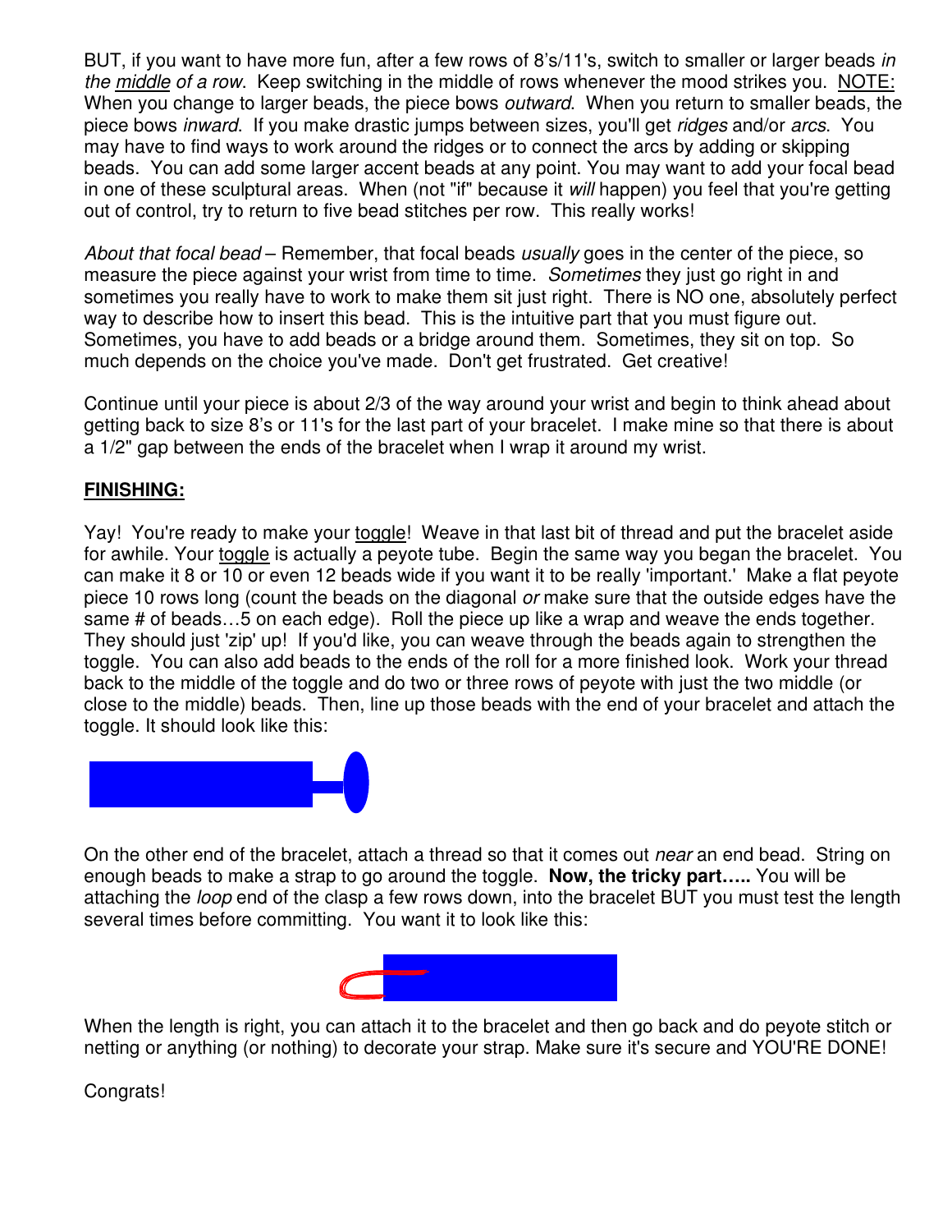BUT, if you want to have more fun, after a few rows of 8's/11's, switch to smaller or larger beads *in the middle of a row*. Keep switching in the middle of rows whenever the mood strikes you. NOTE: When you change to larger beads, the piece bows *outward*. When you return to smaller beads, the piece bows *inward*. If you make drastic jumps between sizes, you'll get *ridges* and/or *arcs*. You may have to find ways to work around the ridges or to connect the arcs by adding or skipping beads. You can add some larger accent beads at any point. You may want to add your focal bead in one of these sculptural areas. When (not "if" because it *will* happen) you feel that you're getting out of control, try to return to five bead stitches per row. This really works!

*About that focal bead* – Remember, that focal beads *usually* goes in the center of the piece, so measure the piece against your wrist from time to time. *Sometimes* they just go right in and sometimes you really have to work to make them sit just right. There is NO one, absolutely perfect way to describe how to insert this bead. This is the intuitive part that you must figure out. Sometimes, you have to add beads or a bridge around them. Sometimes, they sit on top. So much depends on the choice you've made. Don't get frustrated. Get creative!

Continue until your piece is about 2/3 of the way around your wrist and begin to think ahead about getting back to size 8's or 11's for the last part of your bracelet. I make mine so that there is about a 1/2" gap between the ends of the bracelet when I wrap it around my wrist.

**FINISHING:**

Yay! You're ready to make your toggle! Weave in that last bit of thread and put the bracelet aside for awhile. Your toggle is actually a peyote tube. Begin the same way you began the bracelet. You can make it 8 or 10 or even 12 beads wide if you want it to be really 'important.' Make a flat peyote piece 10 rows long (count the beads on the diagonal *or* make sure that the outside edges have the same # of beads…5 on each edge). Roll the piece up like a wrap and weave the ends together. They should just 'zip' up! If you'd like, you can weave through the beads again to strengthen the toggle. You can also add beads to the ends of the roll for a more finished look. Work your thread back to the middle of the toggle and do two or three rows of peyote with just the two middle (or close to the middle) beads. Then, line up those beads with the end of your bracelet and attach the toggle. It should look like this:

On the other end of the bracelet, attach a thread so that it comes out *near* an end bead. String on enough beads to make a strap to go around the toggle. **Now, the tricky part…..** You will be attaching the *loop* end of the clasp a few rows down, into the bracelet BUT you must test the length several times before committing. You want it to look like this:

When the length is right, you can attach it to the bracelet and then go back and do peyote stitch or netting or anything (or nothing) to decorate your strap. Make sure it's secure and YOU'RE DONE!

Congrats!